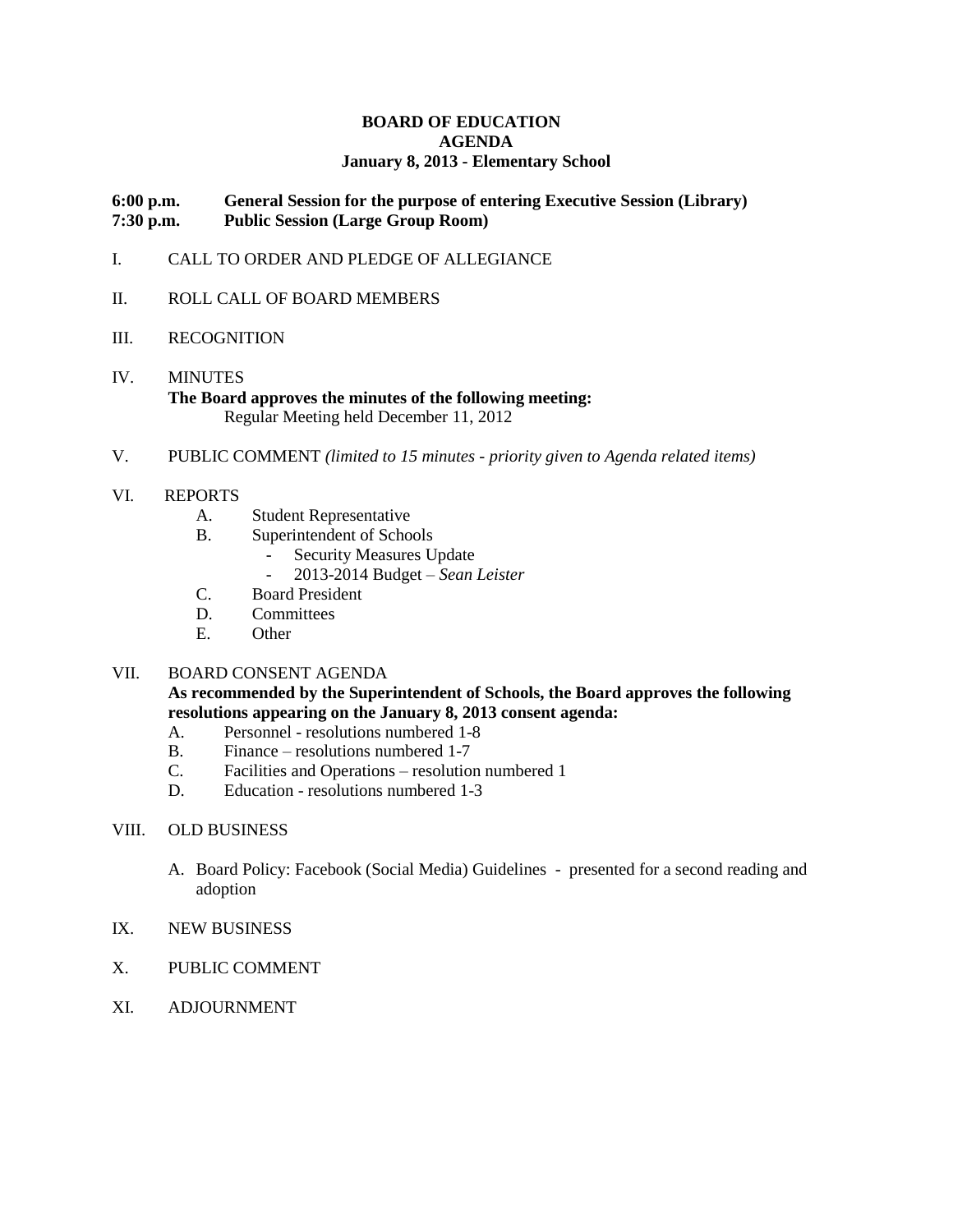**BOARD OF EDUCATION**
**AGENDA**
**January 8, 2013 - Elementary School**

**6:00 p.m.** **General Session for the purpose of entering Executive Session (Library)**
**7:30 p.m.** **Public Session (Large Group Room)**

I. CALL TO ORDER AND PLEDGE OF ALLEGIANCE

II. ROLL CALL OF BOARD MEMBERS

III. RECOGNITION

IV. MINUTES
**The Board approves the minutes of the following meeting:**
Regular Meeting held December 11, 2012

V. PUBLIC COMMENT *(limited to 15 minutes - priority given to Agenda related items)*

VI. REPORTS
- A. Student Representative
- B. Superintendent of Schools
  - Security Measures Update
  - 2013-2014 Budget – *Sean Leister*
- C. Board President
- D. Committees
- E. Other

VII. BOARD CONSENT AGENDA
**As recommended by the Superintendent of Schools, the Board approves the following resolutions appearing on the January 8, 2013 consent agenda:**
- A. Personnel - resolutions numbered 1-8
- B. Finance – resolutions numbered 1-7
- C. Facilities and Operations – resolution numbered 1
- D. Education - resolutions numbered 1-3

VIII. OLD BUSINESS

- A. Board Policy: Facebook (Social Media) Guidelines - presented for a second reading and adoption

IX. NEW BUSINESS

X. PUBLIC COMMENT

XI. ADJOURNMENT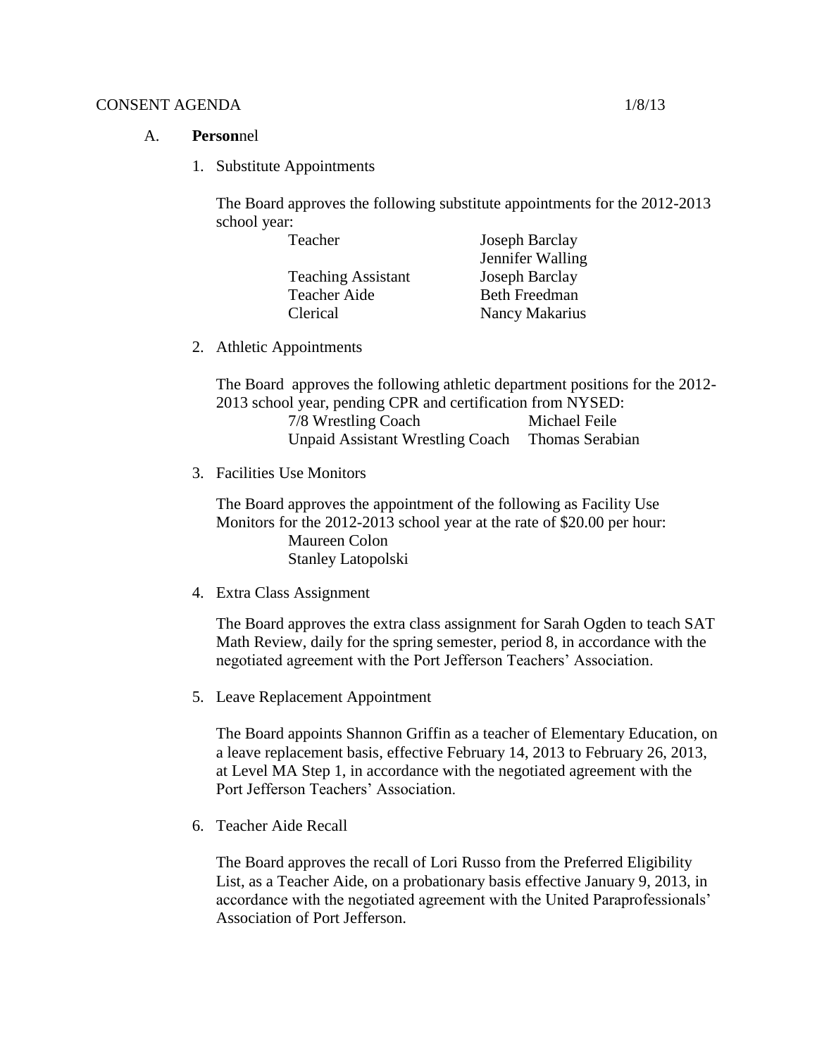CONSENT AGENDA 1/8/13

A. **Person**nel

1. Substitute Appointments

   The Board approves the following substitute appointments for the 2012-2013 school year:

   | | |
   |---|---|
   | Teacher | Joseph Barclay |
   | | Jennifer Walling |
   | Teaching Assistant | Joseph Barclay |
   | Teacher Aide | Beth Freedman |
   | Clerical | Nancy Makarius |

2. Athletic Appointments

   The Board approves the following athletic department positions for the 2012-2013 school year, pending CPR and certification from NYSED:

   | | |
   |---|---|
   | 7/8 Wrestling Coach | Michael Feile |
   | Unpaid Assistant Wrestling Coach | Thomas Serabian |

3. Facilities Use Monitors

   The Board approves the appointment of the following as Facility Use Monitors for the 2012-2013 school year at the rate of $20.00 per hour:

   Maureen Colon
   Stanley Latopolski

4. Extra Class Assignment

   The Board approves the extra class assignment for Sarah Ogden to teach SAT Math Review, daily for the spring semester, period 8, in accordance with the negotiated agreement with the Port Jefferson Teachers' Association.

5. Leave Replacement Appointment

   The Board appoints Shannon Griffin as a teacher of Elementary Education, on a leave replacement basis, effective February 14, 2013 to February 26, 2013, at Level MA Step 1, in accordance with the negotiated agreement with the Port Jefferson Teachers' Association.

6. Teacher Aide Recall

   The Board approves the recall of Lori Russo from the Preferred Eligibility List, as a Teacher Aide, on a probationary basis effective January 9, 2013, in accordance with the negotiated agreement with the United Paraprofessionals' Association of Port Jefferson.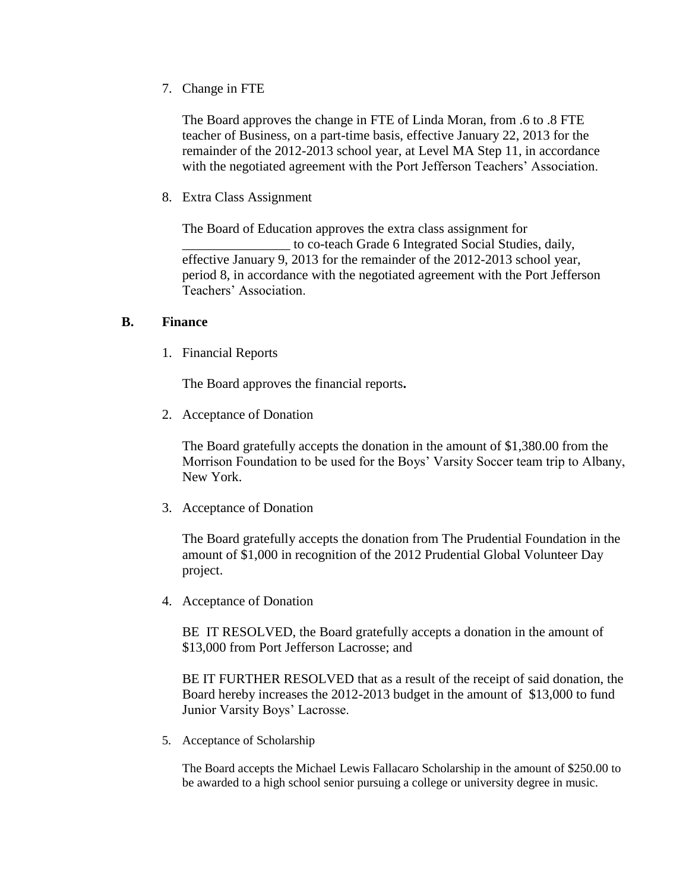7. Change in FTE

   The Board approves the change in FTE of Linda Moran, from .6 to .8 FTE teacher of Business, on a part-time basis, effective January 22, 2013 for the remainder of the 2012-2013 school year, at Level MA Step 11, in accordance with the negotiated agreement with the Port Jefferson Teachers' Association.

8. Extra Class Assignment

   The Board of Education approves the extra class assignment for _______________ to co-teach Grade 6 Integrated Social Studies, daily, effective January 9, 2013 for the remainder of the 2012-2013 school year, period 8, in accordance with the negotiated agreement with the Port Jefferson Teachers' Association.

## B. Finance

1. Financial Reports

   The Board approves the financial reports**.**

2. Acceptance of Donation

   The Board gratefully accepts the donation in the amount of $1,380.00 from the Morrison Foundation to be used for the Boys' Varsity Soccer team trip to Albany, New York.

3. Acceptance of Donation

   The Board gratefully accepts the donation from The Prudential Foundation in the amount of $1,000 in recognition of the 2012 Prudential Global Volunteer Day project.

4. Acceptance of Donation

   BE IT RESOLVED, the Board gratefully accepts a donation in the amount of $13,000 from Port Jefferson Lacrosse; and

   BE IT FURTHER RESOLVED that as a result of the receipt of said donation, the Board hereby increases the 2012-2013 budget in the amount of $13,000 to fund Junior Varsity Boys' Lacrosse.

5. Acceptance of Scholarship

   The Board accepts the Michael Lewis Fallacaro Scholarship in the amount of $250.00 to be awarded to a high school senior pursuing a college or university degree in music.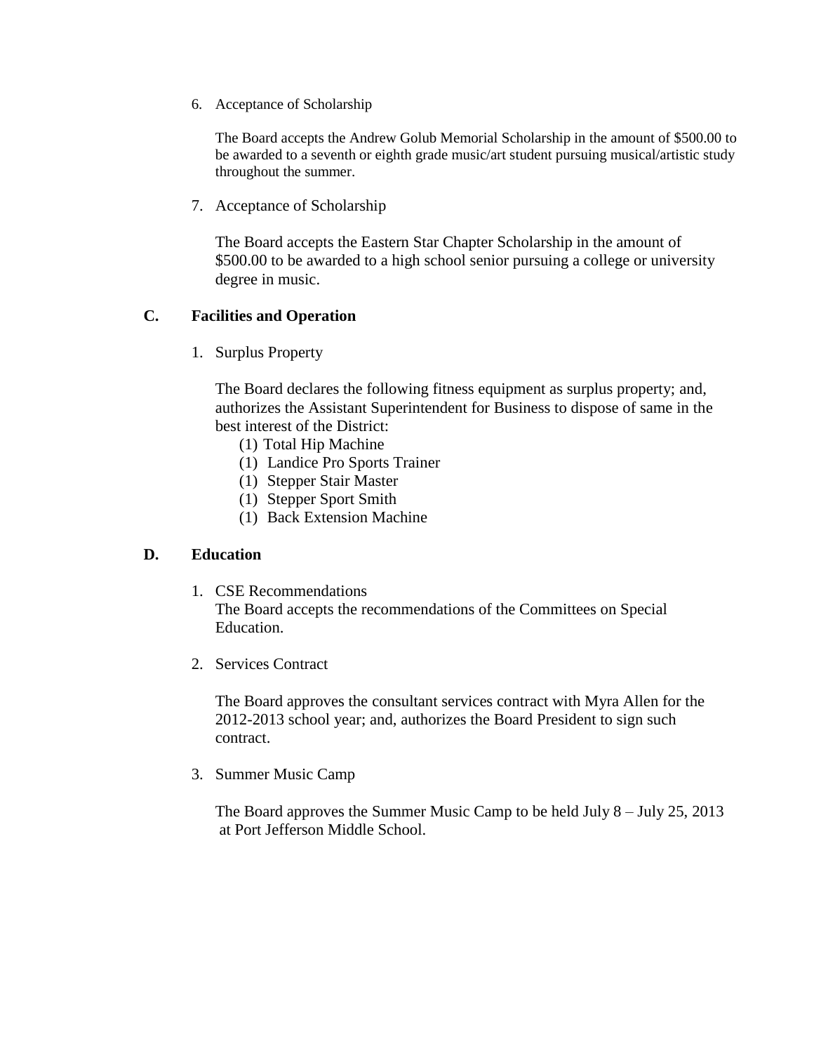6. Acceptance of Scholarship

   The Board accepts the Andrew Golub Memorial Scholarship in the amount of $500.00 to be awarded to a seventh or eighth grade music/art student pursuing musical/artistic study throughout the summer.

7. Acceptance of Scholarship

   The Board accepts the Eastern Star Chapter Scholarship in the amount of $500.00 to be awarded to a high school senior pursuing a college or university degree in music.

**C. Facilities and Operation**

1. Surplus Property

   The Board declares the following fitness equipment as surplus property; and, authorizes the Assistant Superintendent for Business to dispose of same in the best interest of the District:

   (1) Total Hip Machine
   (1) Landice Pro Sports Trainer
   (1) Stepper Stair Master
   (1) Stepper Sport Smith
   (1) Back Extension Machine

**D. Education**

1. CSE Recommendations
   The Board accepts the recommendations of the Committees on Special Education.

2. Services Contract

   The Board approves the consultant services contract with Myra Allen for the 2012-2013 school year; and, authorizes the Board President to sign such contract.

3. Summer Music Camp

   The Board approves the Summer Music Camp to be held July 8 – July 25, 2013 at Port Jefferson Middle School.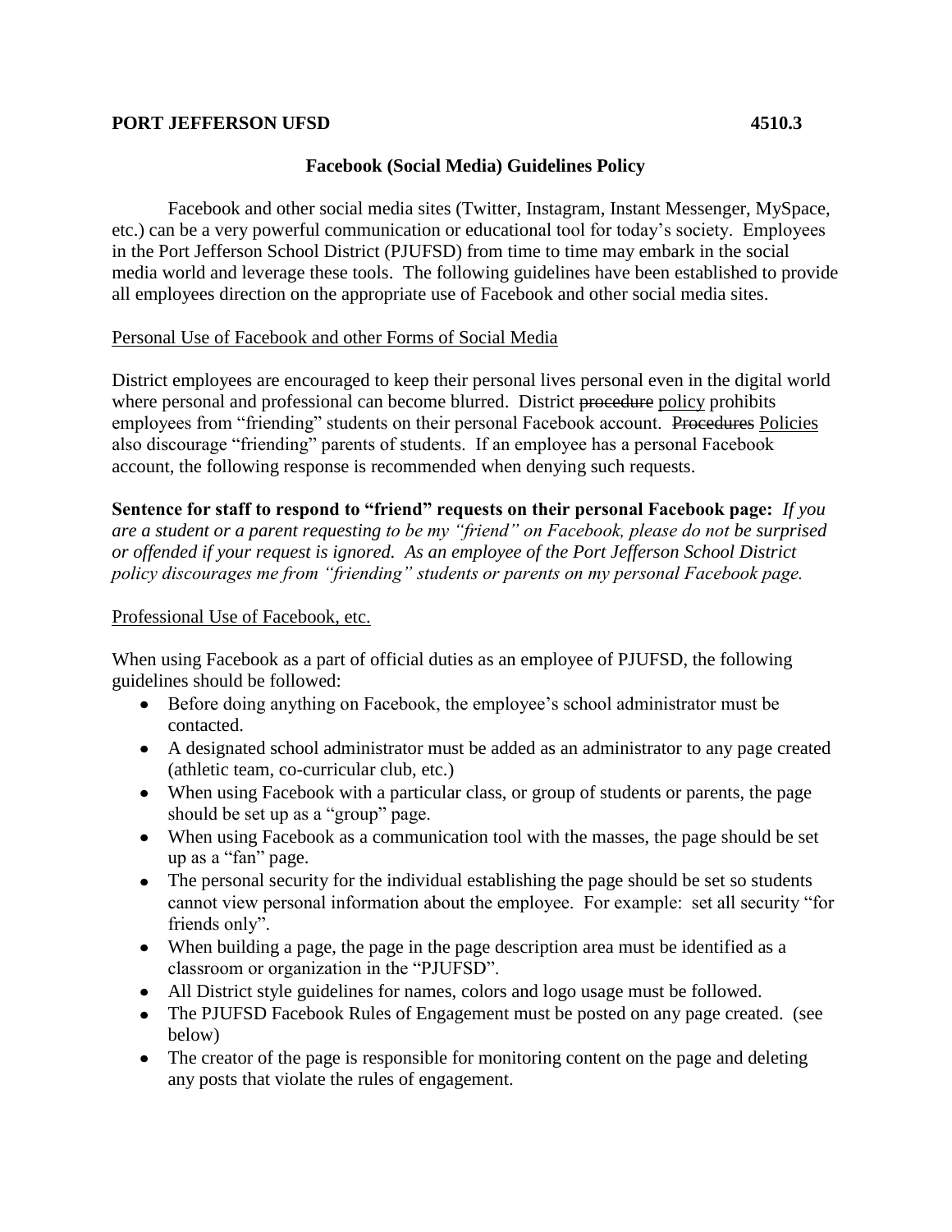**PORT JEFFERSON UFSD 4510.3**

## Facebook (Social Media) Guidelines Policy

Facebook and other social media sites (Twitter, Instagram, Instant Messenger, MySpace, etc.) can be a very powerful communication or educational tool for today's society. Employees in the Port Jefferson School District (PJUFSD) from time to time may embark in the social media world and leverage these tools. The following guidelines have been established to provide all employees direction on the appropriate use of Facebook and other social media sites.

<u>Personal Use of Facebook and other Forms of Social Media</u>

District employees are encouraged to keep their personal lives personal even in the digital world where personal and professional can become blurred. District ~~procedure~~ <u>policy</u> prohibits employees from "friending" students on their personal Facebook account. ~~Procedures~~ <u>Policies</u> also discourage "friending" parents of students. If an employee has a personal Facebook account, the following response is recommended when denying such requests.

**Sentence for staff to respond to "friend" requests on their personal Facebook page:** *If you are a student or a parent requesting to be my "friend" on Facebook, please do not be surprised or offended if your request is ignored. As an employee of the Port Jefferson School District policy discourages me from "friending" students or parents on my personal Facebook page.*

<u>Professional Use of Facebook, etc.</u>

When using Facebook as a part of official duties as an employee of PJUFSD, the following guidelines should be followed:

- Before doing anything on Facebook, the employee's school administrator must be contacted.
- A designated school administrator must be added as an administrator to any page created (athletic team, co-curricular club, etc.)
- When using Facebook with a particular class, or group of students or parents, the page should be set up as a "group" page.
- When using Facebook as a communication tool with the masses, the page should be set up as a "fan" page.
- The personal security for the individual establishing the page should be set so students cannot view personal information about the employee. For example: set all security "for friends only".
- When building a page, the page in the page description area must be identified as a classroom or organization in the "PJUFSD".
- All District style guidelines for names, colors and logo usage must be followed.
- The PJUFSD Facebook Rules of Engagement must be posted on any page created. (see below)
- The creator of the page is responsible for monitoring content on the page and deleting any posts that violate the rules of engagement.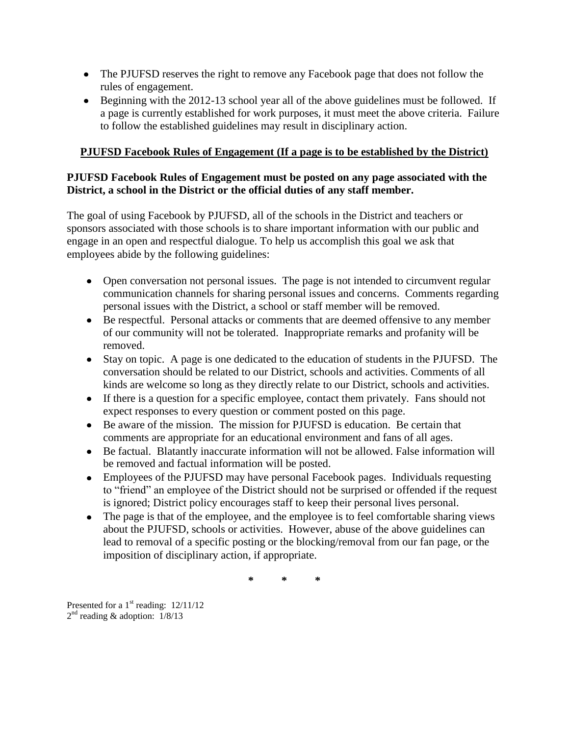- The PJUFSD reserves the right to remove any Facebook page that does not follow the rules of engagement.
- Beginning with the 2012-13 school year all of the above guidelines must be followed. If a page is currently established for work purposes, it must meet the above criteria. Failure to follow the established guidelines may result in disciplinary action.

**PJUFSD Facebook Rules of Engagement (If a page is to be established by the District)**

**PJUFSD Facebook Rules of Engagement must be posted on any page associated with the District, a school in the District or the official duties of any staff member.**

The goal of using Facebook by PJUFSD, all of the schools in the District and teachers or sponsors associated with those schools is to share important information with our public and engage in an open and respectful dialogue. To help us accomplish this goal we ask that employees abide by the following guidelines:

- Open conversation not personal issues. The page is not intended to circumvent regular communication channels for sharing personal issues and concerns. Comments regarding personal issues with the District, a school or staff member will be removed.
- Be respectful. Personal attacks or comments that are deemed offensive to any member of our community will not be tolerated. Inappropriate remarks and profanity will be removed.
- Stay on topic. A page is one dedicated to the education of students in the PJUFSD. The conversation should be related to our District, schools and activities. Comments of all kinds are welcome so long as they directly relate to our District, schools and activities.
- If there is a question for a specific employee, contact them privately. Fans should not expect responses to every question or comment posted on this page.
- Be aware of the mission. The mission for PJUFSD is education. Be certain that comments are appropriate for an educational environment and fans of all ages.
- Be factual. Blatantly inaccurate information will not be allowed. False information will be removed and factual information will be posted.
- Employees of the PJUFSD may have personal Facebook pages. Individuals requesting to "friend" an employee of the District should not be surprised or offended if the request is ignored; District policy encourages staff to keep their personal lives personal.
- The page is that of the employee, and the employee is to feel comfortable sharing views about the PJUFSD, schools or activities. However, abuse of the above guidelines can lead to removal of a specific posting or the blocking/removal from our fan page, or the imposition of disciplinary action, if appropriate.

\* \* \*

Presented for a 1st reading: 12/11/12
2nd reading & adoption: 1/8/13